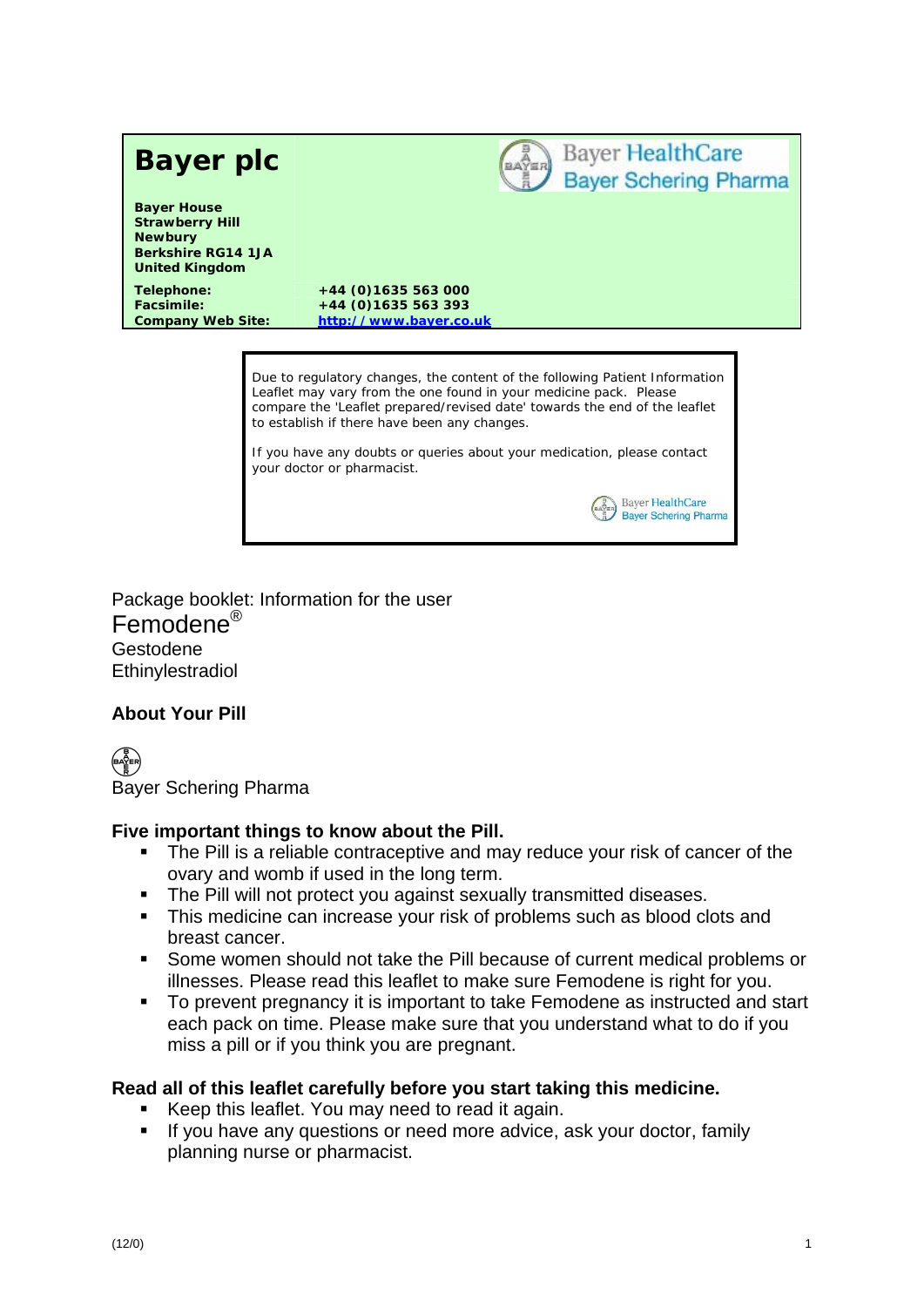# Bayer plc

**Bayer House**
**Strawberry Hill**
**Newbury**
**Berkshire RG14 1JA**
**United Kingdom**

| | |
|---|---|
| **Telephone:** | **+44 (0)1635 563 000** |
| **Facsimile:** | **+44 (0)1635 563 393** |
| **Company Web Site:** | **http://www.bayer.co.uk** |

Bayer HealthCare
Bayer Schering Pharma

Due to regulatory changes, the content of the following Patient Information Leaflet may vary from the one found in your medicine pack. Please compare the 'Leaflet prepared/revised date' towards the end of the leaflet to establish if there have been any changes.

If you have any doubts or queries about your medication, please contact your doctor or pharmacist.

Bayer HealthCare
Bayer Schering Pharma

Package booklet: Information for the user

Femodene®

Gestodene

Ethinylestradiol

## About Your Pill

Bayer Schering Pharma

### Five important things to know about the Pill.

- The Pill is a reliable contraceptive and may reduce your risk of cancer of the ovary and womb if used in the long term.
- The Pill will not protect you against sexually transmitted diseases.
- This medicine can increase your risk of problems such as blood clots and breast cancer.
- Some women should not take the Pill because of current medical problems or illnesses. Please read this leaflet to make sure Femodene is right for you.
- To prevent pregnancy it is important to take Femodene as instructed and start each pack on time. Please make sure that you understand what to do if you miss a pill or if you think you are pregnant.

### Read all of this leaflet carefully before you start taking this medicine.

- Keep this leaflet. You may need to read it again.
- If you have any questions or need more advice, ask your doctor, family planning nurse or pharmacist.

(12/0)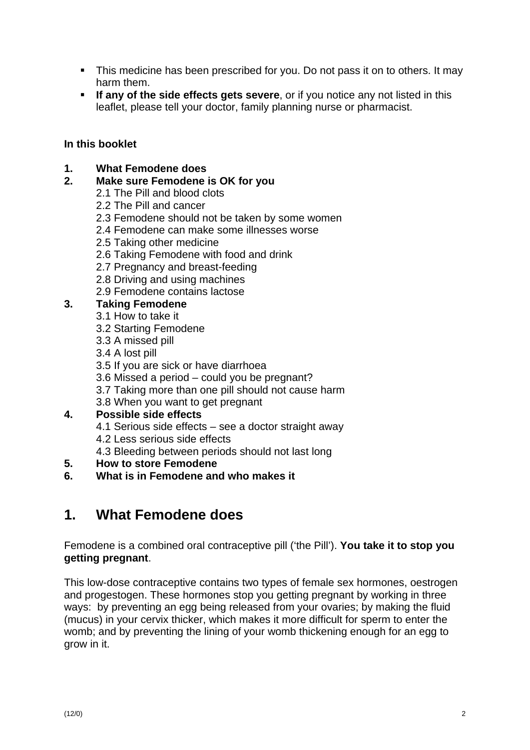- This medicine has been prescribed for you. Do not pass it on to others. It may harm them.
- **If any of the side effects gets severe**, or if you notice any not listed in this leaflet, please tell your doctor, family planning nurse or pharmacist.

**In this booklet**

1. **What Femodene does**
2. **Make sure Femodene is OK for you**
   - 2.1 The Pill and blood clots
   - 2.2 The Pill and cancer
   - 2.3 Femodene should not be taken by some women
   - 2.4 Femodene can make some illnesses worse
   - 2.5 Taking other medicine
   - 2.6 Taking Femodene with food and drink
   - 2.7 Pregnancy and breast-feeding
   - 2.8 Driving and using machines
   - 2.9 Femodene contains lactose
3. **Taking Femodene**
   - 3.1 How to take it
   - 3.2 Starting Femodene
   - 3.3 A missed pill
   - 3.4 A lost pill
   - 3.5 If you are sick or have diarrhoea
   - 3.6 Missed a period – could you be pregnant?
   - 3.7 Taking more than one pill should not cause harm
   - 3.8 When you want to get pregnant
4. **Possible side effects**
   - 4.1 Serious side effects – see a doctor straight away
   - 4.2 Less serious side effects
   - 4.3 Bleeding between periods should not last long
5. **How to store Femodene**
6. **What is in Femodene and who makes it**

# 1. What Femodene does

Femodene is a combined oral contraceptive pill ('the Pill'). **You take it to stop you getting pregnant**.

This low-dose contraceptive contains two types of female sex hormones, oestrogen and progestogen. These hormones stop you getting pregnant by working in three ways: by preventing an egg being released from your ovaries; by making the fluid (mucus) in your cervix thicker, which makes it more difficult for sperm to enter the womb; and by preventing the lining of your womb thickening enough for an egg to grow in it.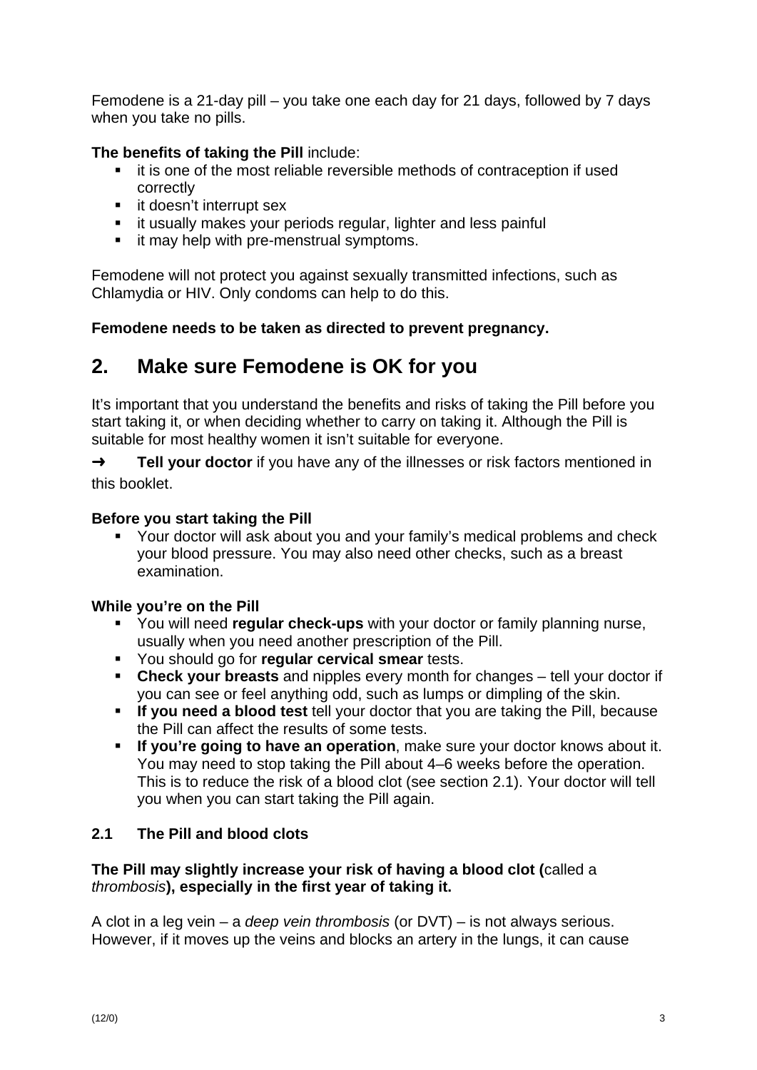Femodene is a 21-day pill – you take one each day for 21 days, followed by 7 days when you take no pills.

**The benefits of taking the Pill** include:

- it is one of the most reliable reversible methods of contraception if used correctly
- it doesn't interrupt sex
- it usually makes your periods regular, lighter and less painful
- it may help with pre-menstrual symptoms.

Femodene will not protect you against sexually transmitted infections, such as Chlamydia or HIV. Only condoms can help to do this.

**Femodene needs to be taken as directed to prevent pregnancy.**

## 2. Make sure Femodene is OK for you

It's important that you understand the benefits and risks of taking the Pill before you start taking it, or when deciding whether to carry on taking it. Although the Pill is suitable for most healthy women it isn't suitable for everyone.

➜ **Tell your doctor** if you have any of the illnesses or risk factors mentioned in this booklet.

**Before you start taking the Pill**

- Your doctor will ask about you and your family's medical problems and check your blood pressure. You may also need other checks, such as a breast examination.

**While you're on the Pill**

- You will need **regular check-ups** with your doctor or family planning nurse, usually when you need another prescription of the Pill.
- You should go for **regular cervical smear** tests.
- **Check your breasts** and nipples every month for changes – tell your doctor if you can see or feel anything odd, such as lumps or dimpling of the skin.
- **If you need a blood test** tell your doctor that you are taking the Pill, because the Pill can affect the results of some tests.
- **If you're going to have an operation**, make sure your doctor knows about it. You may need to stop taking the Pill about 4–6 weeks before the operation. This is to reduce the risk of a blood clot (see section 2.1). Your doctor will tell you when you can start taking the Pill again.

### 2.1 The Pill and blood clots

**The Pill may slightly increase your risk of having a blood clot (**called a *thrombosis***), especially in the first year of taking it.**

A clot in a leg vein – a *deep vein thrombosis* (or DVT) – is not always serious. However, if it moves up the veins and blocks an artery in the lungs, it can cause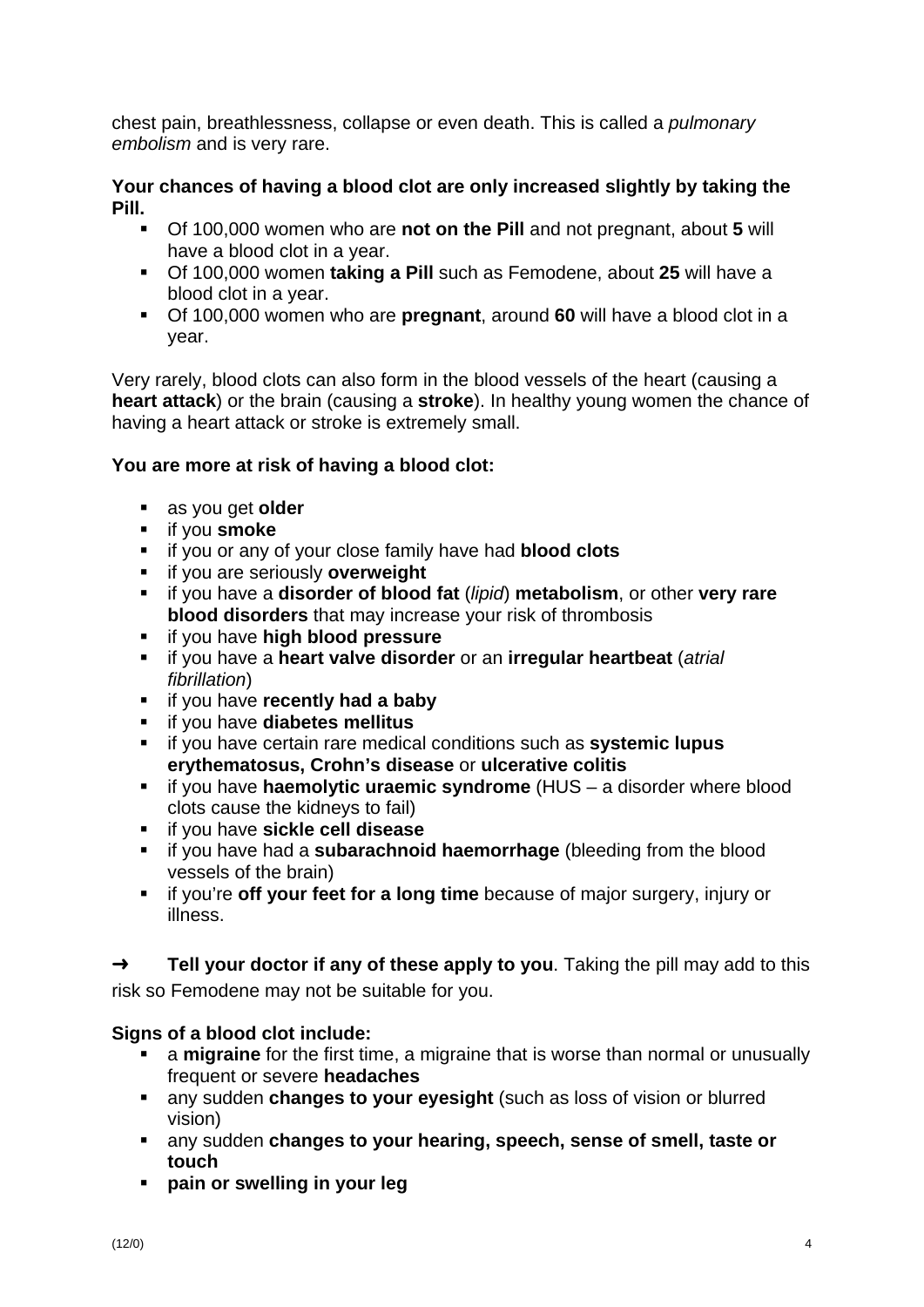chest pain, breathlessness, collapse or even death. This is called a *pulmonary embolism* and is very rare.

**Your chances of having a blood clot are only increased slightly by taking the Pill.**

- Of 100,000 women who are **not on the Pill** and not pregnant, about **5** will have a blood clot in a year.
- Of 100,000 women **taking a Pill** such as Femodene, about **25** will have a blood clot in a year.
- Of 100,000 women who are **pregnant**, around **60** will have a blood clot in a year.

Very rarely, blood clots can also form in the blood vessels of the heart (causing a **heart attack**) or the brain (causing a **stroke**). In healthy young women the chance of having a heart attack or stroke is extremely small.

**You are more at risk of having a blood clot:**

- as you get **older**
- if you **smoke**
- if you or any of your close family have had **blood clots**
- if you are seriously **overweight**
- if you have a **disorder of blood fat** (*lipid*) **metabolism**, or other **very rare blood disorders** that may increase your risk of thrombosis
- if you have **high blood pressure**
- if you have a **heart valve disorder** or an **irregular heartbeat** (*atrial fibrillation*)
- if you have **recently had a baby**
- if you have **diabetes mellitus**
- if you have certain rare medical conditions such as **systemic lupus erythematosus, Crohn's disease** or **ulcerative colitis**
- if you have **haemolytic uraemic syndrome** (HUS – a disorder where blood clots cause the kidneys to fail)
- if you have **sickle cell disease**
- if you have had a **subarachnoid haemorrhage** (bleeding from the blood vessels of the brain)
- if you're **off your feet for a long time** because of major surgery, injury or illness.

➜ **Tell your doctor if any of these apply to you**. Taking the pill may add to this risk so Femodene may not be suitable for you.

**Signs of a blood clot include:**

- a **migraine** for the first time, a migraine that is worse than normal or unusually frequent or severe **headaches**
- any sudden **changes to your eyesight** (such as loss of vision or blurred vision)
- any sudden **changes to your hearing, speech, sense of smell, taste or touch**
- **pain or swelling in your leg**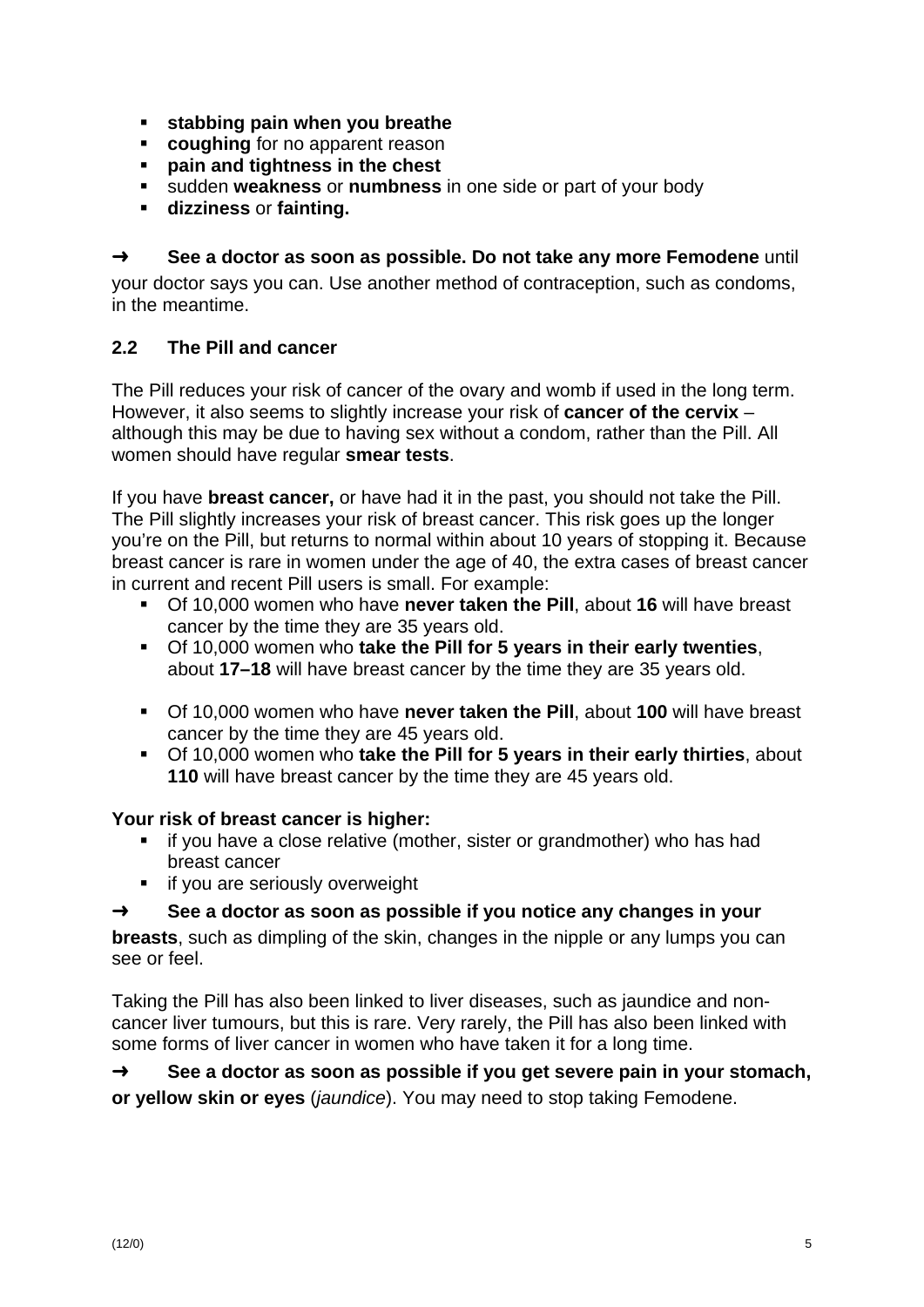- **stabbing pain when you breathe**
- **coughing** for no apparent reason
- **pain and tightness in the chest**
- sudden **weakness** or **numbness** in one side or part of your body
- **dizziness** or **fainting.**

➜ **See a doctor as soon as possible. Do not take any more Femodene** until your doctor says you can. Use another method of contraception, such as condoms, in the meantime.

### 2.2 The Pill and cancer

The Pill reduces your risk of cancer of the ovary and womb if used in the long term. However, it also seems to slightly increase your risk of **cancer of the cervix** – although this may be due to having sex without a condom, rather than the Pill. All women should have regular **smear tests**.

If you have **breast cancer,** or have had it in the past, you should not take the Pill. The Pill slightly increases your risk of breast cancer. This risk goes up the longer you're on the Pill, but returns to normal within about 10 years of stopping it. Because breast cancer is rare in women under the age of 40, the extra cases of breast cancer in current and recent Pill users is small. For example:

- Of 10,000 women who have **never taken the Pill**, about **16** will have breast cancer by the time they are 35 years old.
- Of 10,000 women who **take the Pill for 5 years in their early twenties**, about **17–18** will have breast cancer by the time they are 35 years old.

- Of 10,000 women who have **never taken the Pill**, about **100** will have breast cancer by the time they are 45 years old.
- Of 10,000 women who **take the Pill for 5 years in their early thirties**, about **110** will have breast cancer by the time they are 45 years old.

**Your risk of breast cancer is higher:**

- if you have a close relative (mother, sister or grandmother) who has had breast cancer
- if you are seriously overweight

➜ **See a doctor as soon as possible if you notice any changes in your breasts**, such as dimpling of the skin, changes in the nipple or any lumps you can see or feel.

Taking the Pill has also been linked to liver diseases, such as jaundice and non-cancer liver tumours, but this is rare. Very rarely, the Pill has also been linked with some forms of liver cancer in women who have taken it for a long time.

➜ **See a doctor as soon as possible if you get severe pain in your stomach, or yellow skin or eyes** (*jaundice*). You may need to stop taking Femodene.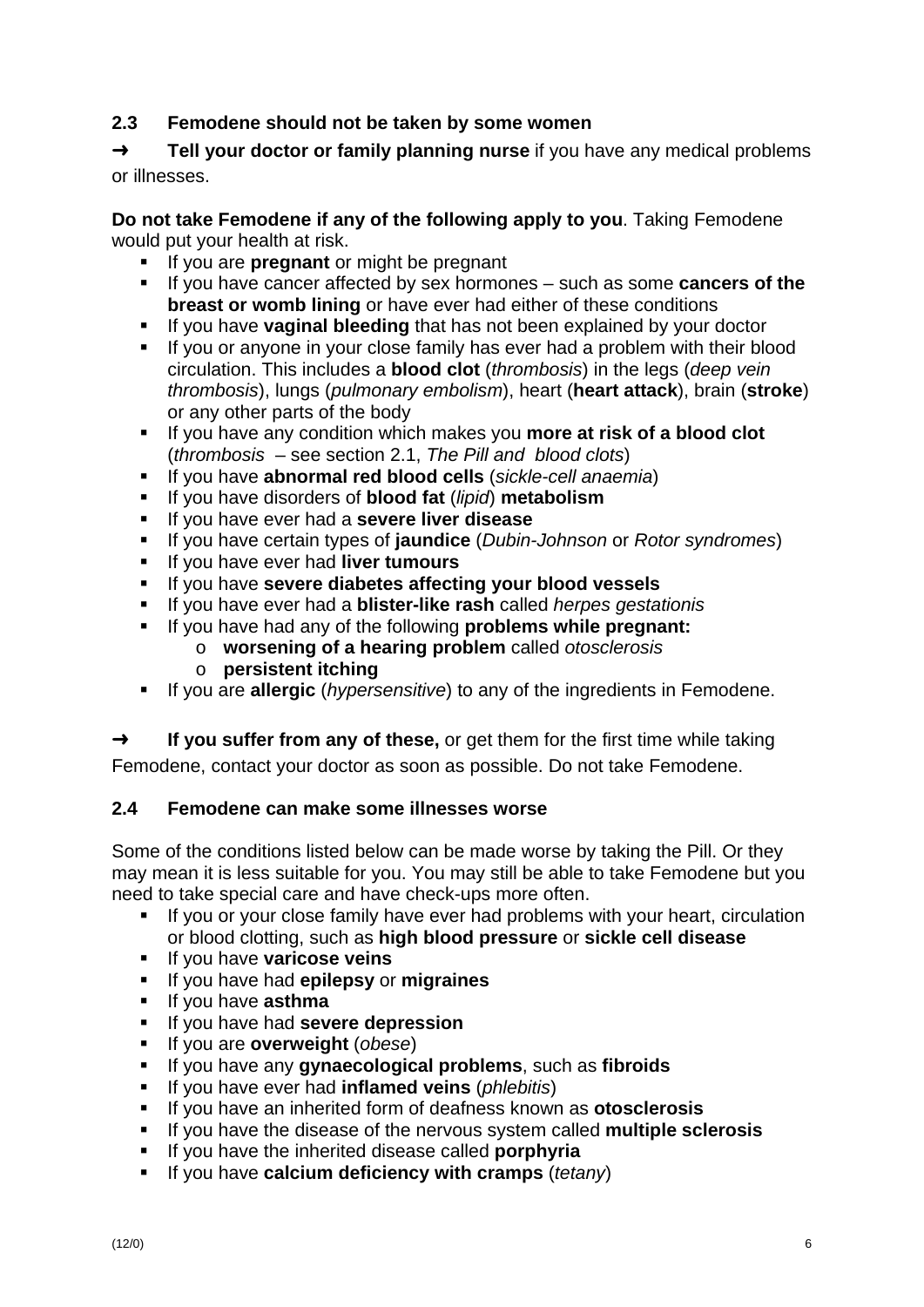## 2.3 Femodene should not be taken by some women

➜ **Tell your doctor or family planning nurse** if you have any medical problems or illnesses.

**Do not take Femodene if any of the following apply to you**. Taking Femodene would put your health at risk.

- If you are **pregnant** or might be pregnant
- If you have cancer affected by sex hormones – such as some **cancers of the breast or womb lining** or have ever had either of these conditions
- If you have **vaginal bleeding** that has not been explained by your doctor
- If you or anyone in your close family has ever had a problem with their blood circulation. This includes a **blood clot** (*thrombosis*) in the legs (*deep vein thrombosis*), lungs (*pulmonary embolism*), heart (**heart attack**), brain (**stroke**) or any other parts of the body
- If you have any condition which makes you **more at risk of a blood clot** (*thrombosis* – see section 2.1, *The Pill and blood clots*)
- If you have **abnormal red blood cells** (*sickle-cell anaemia*)
- If you have disorders of **blood fat** (*lipid*) **metabolism**
- If you have ever had a **severe liver disease**
- If you have certain types of **jaundice** (*Dubin-Johnson* or *Rotor syndromes*)
- If you have ever had **liver tumours**
- If you have **severe diabetes affecting your blood vessels**
- If you have ever had a **blister-like rash** called *herpes gestationis*
- If you have had any of the following **problems while pregnant:**
  - **worsening of a hearing problem** called *otosclerosis*
  - **persistent itching**
- If you are **allergic** (*hypersensitive*) to any of the ingredients in Femodene.

➜ **If you suffer from any of these,** or get them for the first time while taking Femodene, contact your doctor as soon as possible. Do not take Femodene.

## 2.4 Femodene can make some illnesses worse

Some of the conditions listed below can be made worse by taking the Pill. Or they may mean it is less suitable for you. You may still be able to take Femodene but you need to take special care and have check-ups more often.

- If you or your close family have ever had problems with your heart, circulation or blood clotting, such as **high blood pressure** or **sickle cell disease**
- If you have **varicose veins**
- If you have had **epilepsy** or **migraines**
- If you have **asthma**
- If you have had **severe depression**
- If you are **overweight** (*obese*)
- If you have any **gynaecological problems**, such as **fibroids**
- If you have ever had **inflamed veins** (*phlebitis*)
- If you have an inherited form of deafness known as **otosclerosis**
- If you have the disease of the nervous system called **multiple sclerosis**
- If you have the inherited disease called **porphyria**
- If you have **calcium deficiency with cramps** (*tetany*)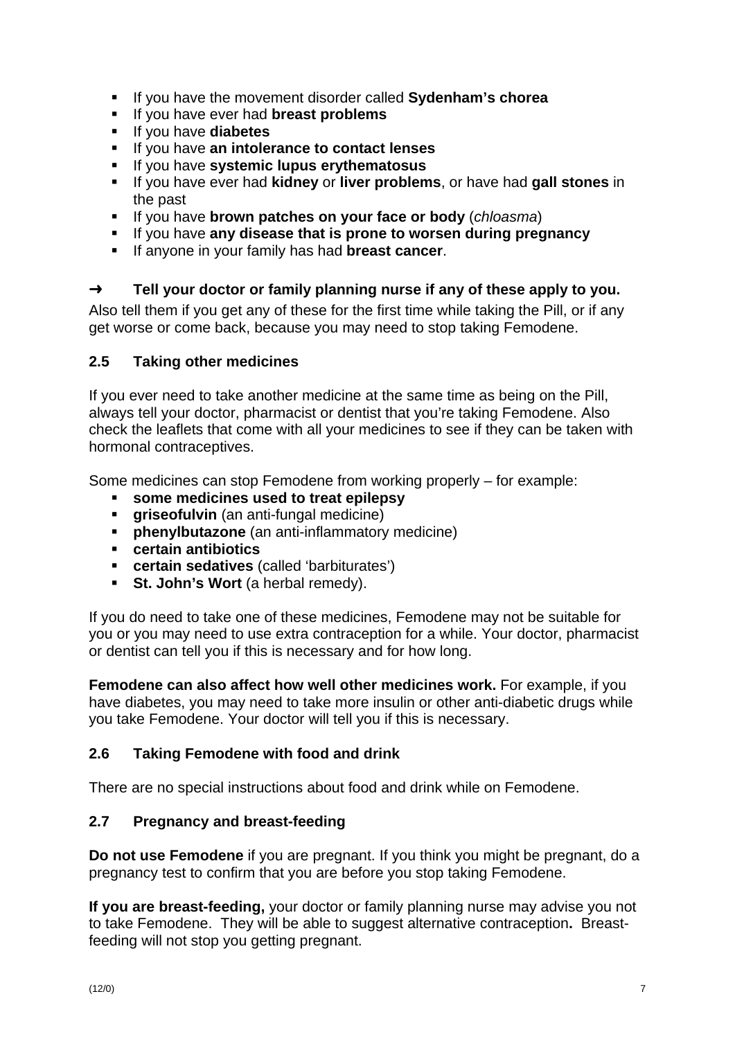- If you have the movement disorder called **Sydenham's chorea**
- If you have ever had **breast problems**
- If you have **diabetes**
- If you have **an intolerance to contact lenses**
- If you have **systemic lupus erythematosus**
- If you have ever had **kidney** or **liver problems**, or have had **gall stones** in the past
- If you have **brown patches on your face or body** (*chloasma*)
- If you have **any disease that is prone to worsen during pregnancy**
- If anyone in your family has had **breast cancer**.

**➜ Tell your doctor or family planning nurse if any of these apply to you.**

Also tell them if you get any of these for the first time while taking the Pill, or if any get worse or come back, because you may need to stop taking Femodene.

### 2.5 Taking other medicines

If you ever need to take another medicine at the same time as being on the Pill, always tell your doctor, pharmacist or dentist that you're taking Femodene. Also check the leaflets that come with all your medicines to see if they can be taken with hormonal contraceptives.

Some medicines can stop Femodene from working properly – for example:

- **some medicines used to treat epilepsy**
- **griseofulvin** (an anti-fungal medicine)
- **phenylbutazone** (an anti-inflammatory medicine)
- **certain antibiotics**
- **certain sedatives** (called 'barbiturates')
- **St. John's Wort** (a herbal remedy).

If you do need to take one of these medicines, Femodene may not be suitable for you or you may need to use extra contraception for a while. Your doctor, pharmacist or dentist can tell you if this is necessary and for how long.

**Femodene can also affect how well other medicines work.** For example, if you have diabetes, you may need to take more insulin or other anti-diabetic drugs while you take Femodene. Your doctor will tell you if this is necessary.

### 2.6 Taking Femodene with food and drink

There are no special instructions about food and drink while on Femodene.

### 2.7 Pregnancy and breast-feeding

**Do not use Femodene** if you are pregnant. If you think you might be pregnant, do a pregnancy test to confirm that you are before you stop taking Femodene.

**If you are breast-feeding,** your doctor or family planning nurse may advise you not to take Femodene. They will be able to suggest alternative contraception**.** Breast-feeding will not stop you getting pregnant.

(12/0)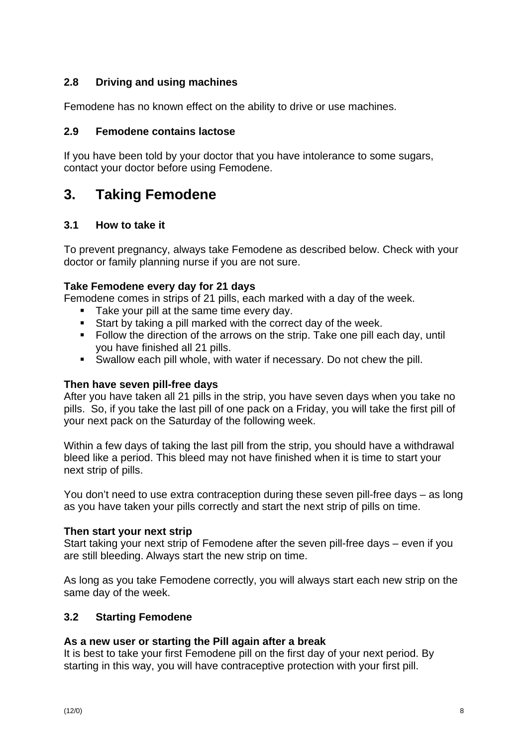### 2.8 Driving and using machines

Femodene has no known effect on the ability to drive or use machines.

### 2.9 Femodene contains lactose

If you have been told by your doctor that you have intolerance to some sugars, contact your doctor before using Femodene.

## 3. Taking Femodene

### 3.1 How to take it

To prevent pregnancy, always take Femodene as described below. Check with your doctor or family planning nurse if you are not sure.

**Take Femodene every day for 21 days**
Femodene comes in strips of 21 pills, each marked with a day of the week.

- Take your pill at the same time every day.
- Start by taking a pill marked with the correct day of the week.
- Follow the direction of the arrows on the strip. Take one pill each day, until you have finished all 21 pills.
- Swallow each pill whole, with water if necessary. Do not chew the pill.

**Then have seven pill-free days**
After you have taken all 21 pills in the strip, you have seven days when you take no pills. So, if you take the last pill of one pack on a Friday, you will take the first pill of your next pack on the Saturday of the following week.

Within a few days of taking the last pill from the strip, you should have a withdrawal bleed like a period. This bleed may not have finished when it is time to start your next strip of pills.

You don't need to use extra contraception during these seven pill-free days – as long as you have taken your pills correctly and start the next strip of pills on time.

**Then start your next strip**
Start taking your next strip of Femodene after the seven pill-free days – even if you are still bleeding. Always start the new strip on time.

As long as you take Femodene correctly, you will always start each new strip on the same day of the week.

### 3.2 Starting Femodene

**As a new user or starting the Pill again after a break**
It is best to take your first Femodene pill on the first day of your next period. By starting in this way, you will have contraceptive protection with your first pill.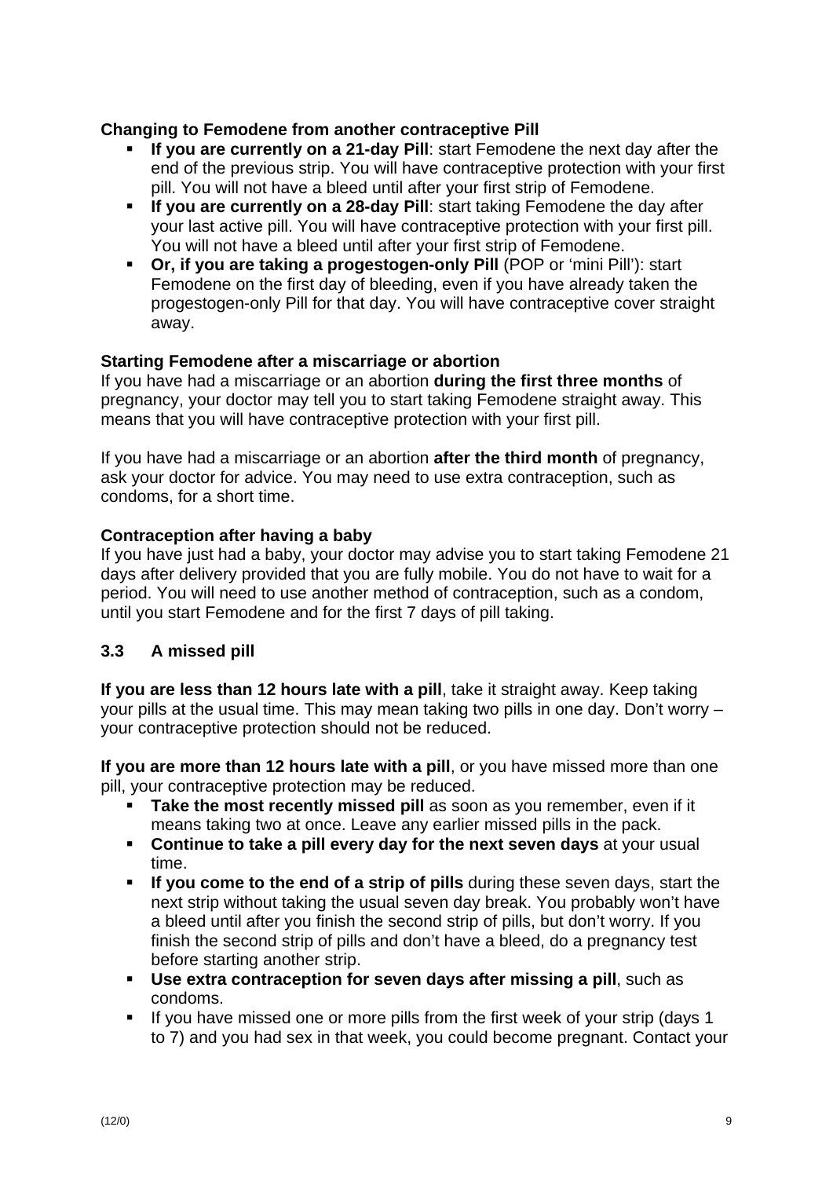**Changing to Femodene from another contraceptive Pill**

- **If you are currently on a 21-day Pill**: start Femodene the next day after the end of the previous strip. You will have contraceptive protection with your first pill. You will not have a bleed until after your first strip of Femodene.
- **If you are currently on a 28-day Pill**: start taking Femodene the day after your last active pill. You will have contraceptive protection with your first pill. You will not have a bleed until after your first strip of Femodene.
- **Or, if you are taking a progestogen-only Pill** (POP or 'mini Pill'): start Femodene on the first day of bleeding, even if you have already taken the progestogen-only Pill for that day. You will have contraceptive cover straight away.

**Starting Femodene after a miscarriage or abortion**

If you have had a miscarriage or an abortion **during the first three months** of pregnancy, your doctor may tell you to start taking Femodene straight away. This means that you will have contraceptive protection with your first pill.

If you have had a miscarriage or an abortion **after the third month** of pregnancy, ask your doctor for advice. You may need to use extra contraception, such as condoms, for a short time.

**Contraception after having a baby**

If you have just had a baby, your doctor may advise you to start taking Femodene 21 days after delivery provided that you are fully mobile. You do not have to wait for a period. You will need to use another method of contraception, such as a condom, until you start Femodene and for the first 7 days of pill taking.

## 3.3 A missed pill

**If you are less than 12 hours late with a pill**, take it straight away. Keep taking your pills at the usual time. This may mean taking two pills in one day. Don't worry – your contraceptive protection should not be reduced.

**If you are more than 12 hours late with a pill**, or you have missed more than one pill, your contraceptive protection may be reduced.

- **Take the most recently missed pill** as soon as you remember, even if it means taking two at once. Leave any earlier missed pills in the pack.
- **Continue to take a pill every day for the next seven days** at your usual time.
- **If you come to the end of a strip of pills** during these seven days, start the next strip without taking the usual seven day break. You probably won't have a bleed until after you finish the second strip of pills, but don't worry. If you finish the second strip of pills and don't have a bleed, do a pregnancy test before starting another strip.
- **Use extra contraception for seven days after missing a pill**, such as condoms.
- If you have missed one or more pills from the first week of your strip (days 1 to 7) and you had sex in that week, you could become pregnant. Contact your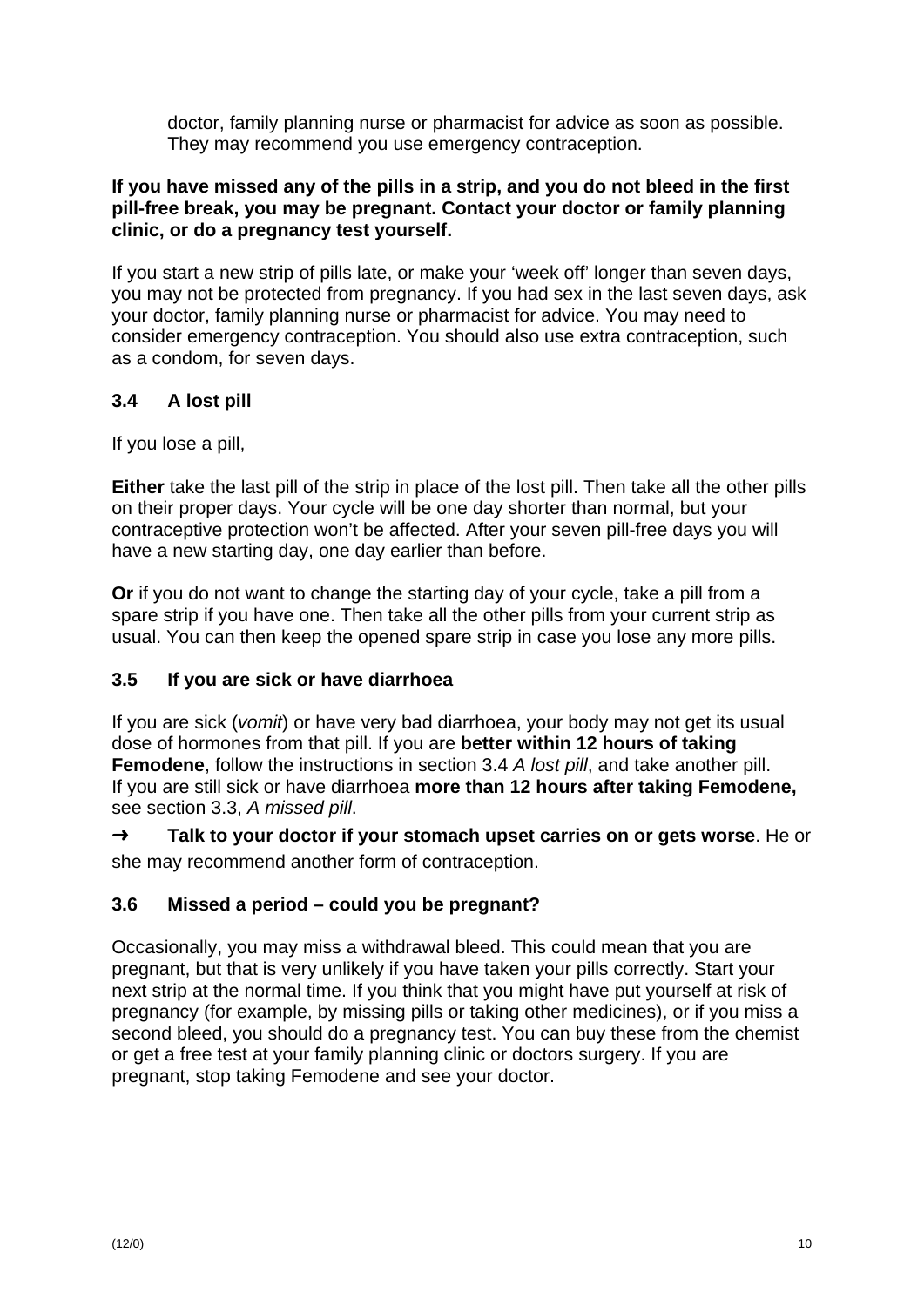doctor, family planning nurse or pharmacist for advice as soon as possible. They may recommend you use emergency contraception.

**If you have missed any of the pills in a strip, and you do not bleed in the first pill-free break, you may be pregnant. Contact your doctor or family planning clinic, or do a pregnancy test yourself.**

If you start a new strip of pills late, or make your 'week off' longer than seven days, you may not be protected from pregnancy. If you had sex in the last seven days, ask your doctor, family planning nurse or pharmacist for advice. You may need to consider emergency contraception. You should also use extra contraception, such as a condom, for seven days.

### 3.4 A lost pill

If you lose a pill,

**Either** take the last pill of the strip in place of the lost pill. Then take all the other pills on their proper days. Your cycle will be one day shorter than normal, but your contraceptive protection won't be affected. After your seven pill-free days you will have a new starting day, one day earlier than before.

**Or** if you do not want to change the starting day of your cycle, take a pill from a spare strip if you have one. Then take all the other pills from your current strip as usual. You can then keep the opened spare strip in case you lose any more pills.

### 3.5 If you are sick or have diarrhoea

If you are sick (*vomit*) or have very bad diarrhoea, your body may not get its usual dose of hormones from that pill. If you are **better within 12 hours of taking Femodene**, follow the instructions in section 3.4 *A lost pill*, and take another pill. If you are still sick or have diarrhoea **more than 12 hours after taking Femodene,** see section 3.3, *A missed pill*.

➜ **Talk to your doctor if your stomach upset carries on or gets worse**. He or she may recommend another form of contraception.

### 3.6 Missed a period – could you be pregnant?

Occasionally, you may miss a withdrawal bleed. This could mean that you are pregnant, but that is very unlikely if you have taken your pills correctly. Start your next strip at the normal time. If you think that you might have put yourself at risk of pregnancy (for example, by missing pills or taking other medicines), or if you miss a second bleed, you should do a pregnancy test. You can buy these from the chemist or get a free test at your family planning clinic or doctors surgery. If you are pregnant, stop taking Femodene and see your doctor.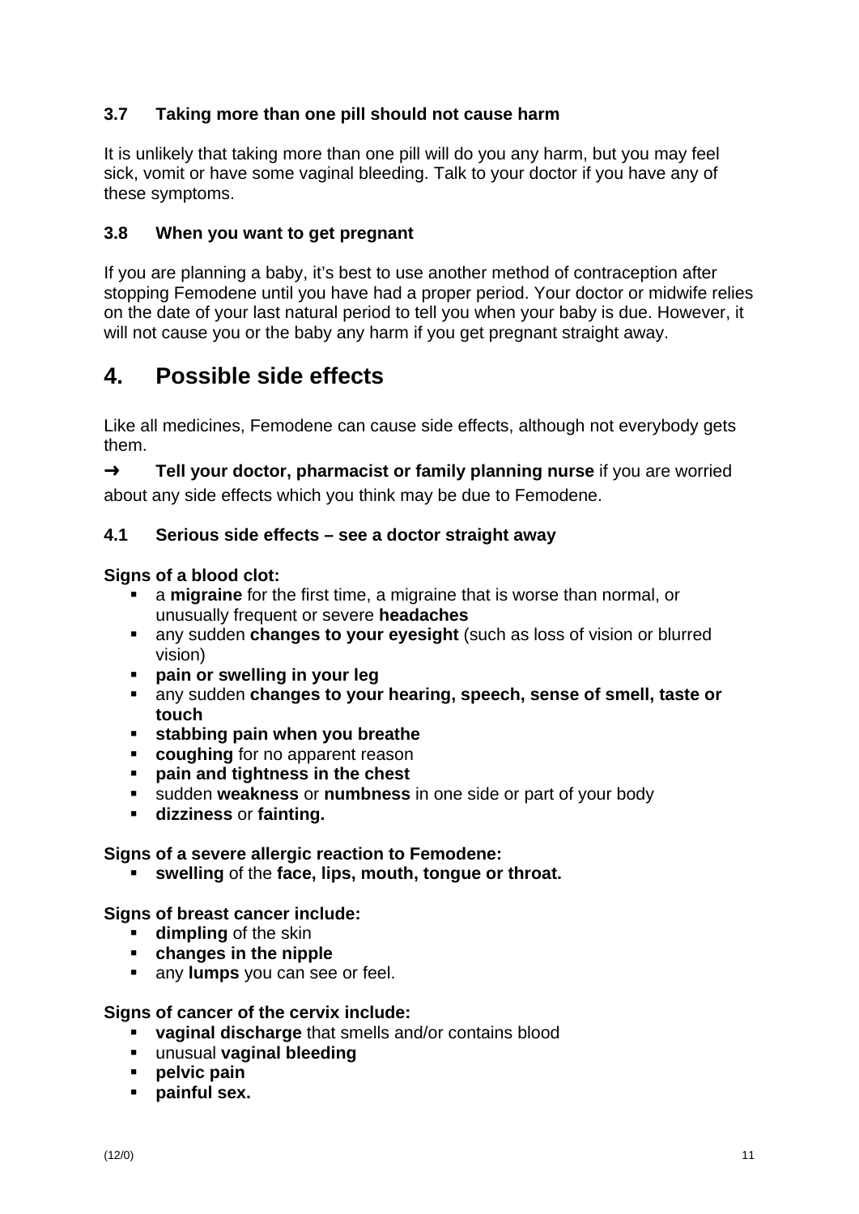### 3.7 Taking more than one pill should not cause harm

It is unlikely that taking more than one pill will do you any harm, but you may feel sick, vomit or have some vaginal bleeding. Talk to your doctor if you have any of these symptoms.

### 3.8 When you want to get pregnant

If you are planning a baby, it's best to use another method of contraception after stopping Femodene until you have had a proper period. Your doctor or midwife relies on the date of your last natural period to tell you when your baby is due. However, it will not cause you or the baby any harm if you get pregnant straight away.

## 4. Possible side effects

Like all medicines, Femodene can cause side effects, although not everybody gets them.

➜ **Tell your doctor, pharmacist or family planning nurse** if you are worried about any side effects which you think may be due to Femodene.

### 4.1 Serious side effects – see a doctor straight away

**Signs of a blood clot:**

- a **migraine** for the first time, a migraine that is worse than normal, or unusually frequent or severe **headaches**
- any sudden **changes to your eyesight** (such as loss of vision or blurred vision)
- **pain or swelling in your leg**
- any sudden **changes to your hearing, speech, sense of smell, taste or touch**
- **stabbing pain when you breathe**
- **coughing** for no apparent reason
- **pain and tightness in the chest**
- sudden **weakness** or **numbness** in one side or part of your body
- **dizziness** or **fainting.**

**Signs of a severe allergic reaction to Femodene:**

- **swelling** of the **face, lips, mouth, tongue or throat.**

**Signs of breast cancer include:**

- **dimpling** of the skin
- **changes in the nipple**
- any **lumps** you can see or feel.

**Signs of cancer of the cervix include:**

- **vaginal discharge** that smells and/or contains blood
- unusual **vaginal bleeding**
- **pelvic pain**
- **painful sex.**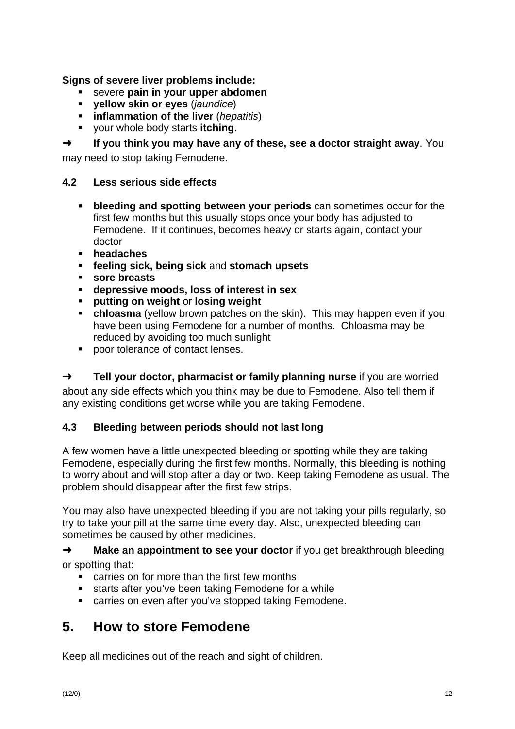**Signs of severe liver problems include:**

- severe **pain in your upper abdomen**
- **yellow skin or eyes** (*jaundice*)
- **inflammation of the liver** (*hepatitis*)
- your whole body starts **itching**.

➜ **If you think you may have any of these, see a doctor straight away**. You may need to stop taking Femodene.

### 4.2 Less serious side effects

- **bleeding and spotting between your periods** can sometimes occur for the first few months but this usually stops once your body has adjusted to Femodene. If it continues, becomes heavy or starts again, contact your doctor
- **headaches**
- **feeling sick, being sick** and **stomach upsets**
- **sore breasts**
- **depressive moods, loss of interest in sex**
- **putting on weight** or **losing weight**
- **chloasma** (yellow brown patches on the skin). This may happen even if you have been using Femodene for a number of months. Chloasma may be reduced by avoiding too much sunlight
- poor tolerance of contact lenses.

➜ **Tell your doctor, pharmacist or family planning nurse** if you are worried about any side effects which you think may be due to Femodene. Also tell them if any existing conditions get worse while you are taking Femodene.

### 4.3 Bleeding between periods should not last long

A few women have a little unexpected bleeding or spotting while they are taking Femodene, especially during the first few months. Normally, this bleeding is nothing to worry about and will stop after a day or two. Keep taking Femodene as usual. The problem should disappear after the first few strips.

You may also have unexpected bleeding if you are not taking your pills regularly, so try to take your pill at the same time every day. Also, unexpected bleeding can sometimes be caused by other medicines.

➜ **Make an appointment to see your doctor** if you get breakthrough bleeding or spotting that:

- carries on for more than the first few months
- starts after you've been taking Femodene for a while
- carries on even after you've stopped taking Femodene.

## 5. How to store Femodene

Keep all medicines out of the reach and sight of children.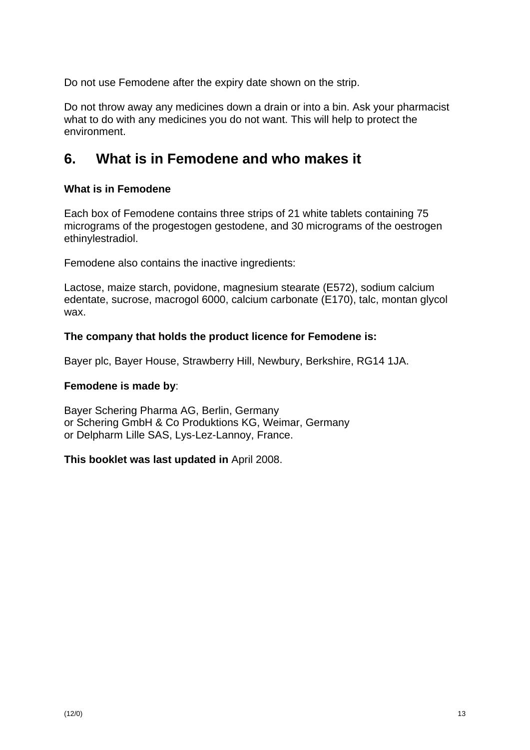Do not use Femodene after the expiry date shown on the strip.

Do not throw away any medicines down a drain or into a bin. Ask your pharmacist what to do with any medicines you do not want. This will help to protect the environment.

## 6. What is in Femodene and who makes it

**What is in Femodene**

Each box of Femodene contains three strips of 21 white tablets containing 75 micrograms of the progestogen gestodene, and 30 micrograms of the oestrogen ethinylestradiol.

Femodene also contains the inactive ingredients:

Lactose, maize starch, povidone, magnesium stearate (E572), sodium calcium edentate, sucrose, macrogol 6000, calcium carbonate (E170), talc, montan glycol wax.

**The company that holds the product licence for Femodene is:**

Bayer plc, Bayer House, Strawberry Hill, Newbury, Berkshire, RG14 1JA.

**Femodene is made by**:

Bayer Schering Pharma AG, Berlin, Germany
or Schering GmbH & Co Produktions KG, Weimar, Germany
or Delpharm Lille SAS, Lys-Lez-Lannoy, France.

**This booklet was last updated in** April 2008.

(12/0)